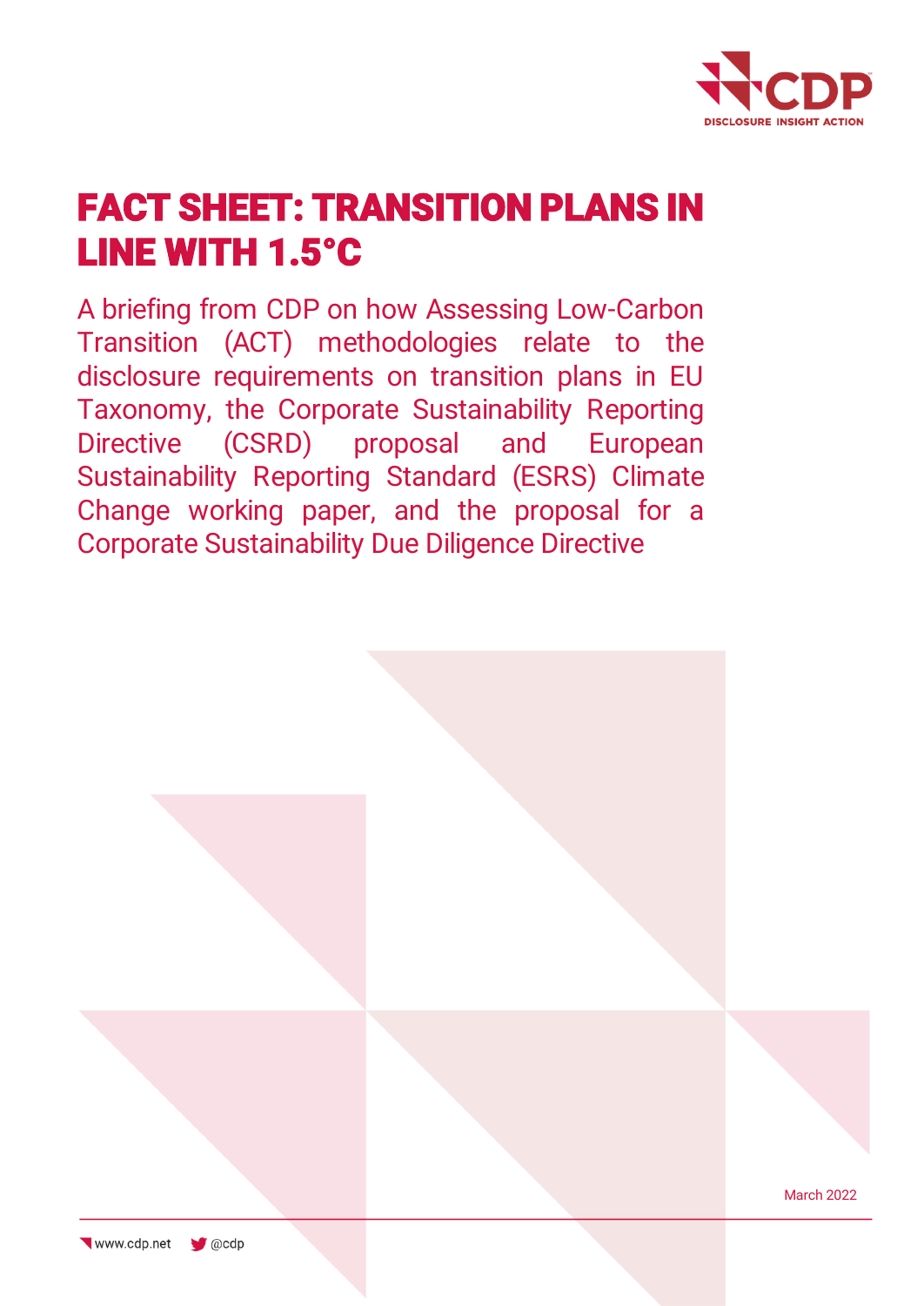# FACT SHEET: TRANSITION PLANS IN LINE WITH 1.5°C

A briefing from CDP on how Assessing Low-Carbon Transition (ACT) methodologies relate to the disclosure requirements on transition plans in EU Taxonomy, the Corporate Sustainability Reporting Directive (CSRD) proposal and European Sustainability Reporting Standard (ESRS) Climate Change working paper, and the proposal for a Corporate Sustainability Due Diligence Directive

March 2022

www.cdp.net @cdp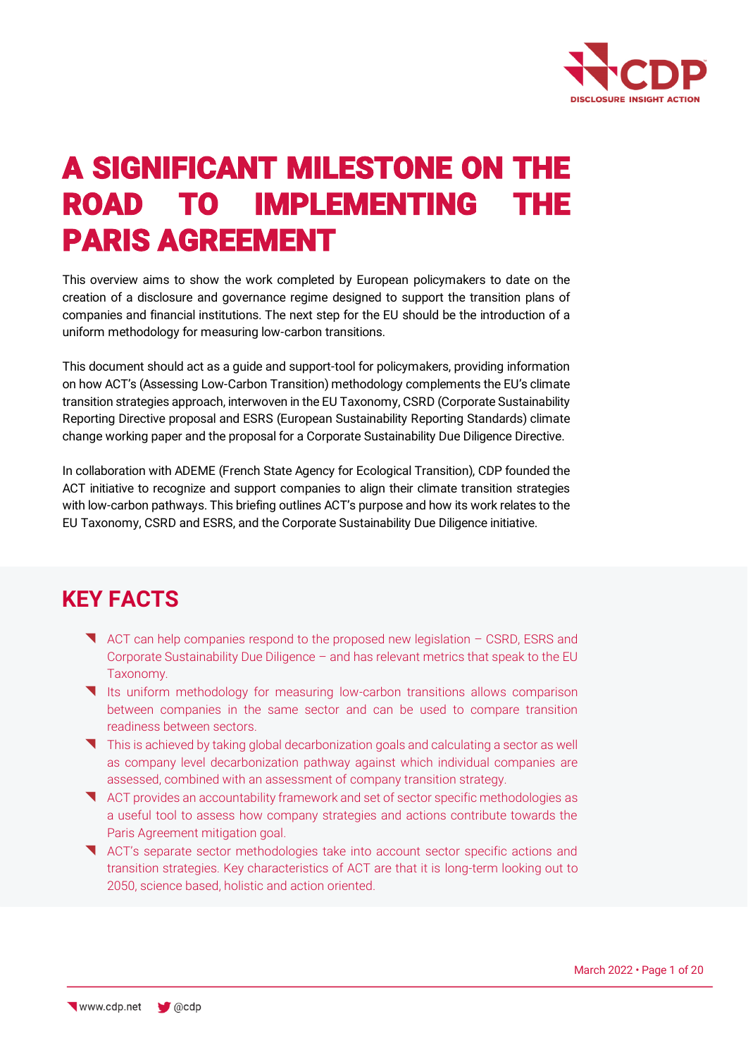# A SIGNIFICANT MILESTONE ON THE ROAD TO IMPLEMENTING THE PARIS AGREEMENT

This overview aims to show the work completed by European policymakers to date on the creation of a disclosure and governance regime designed to support the transition plans of companies and financial institutions. The next step for the EU should be the introduction of a uniform methodology for measuring low-carbon transitions.

This document should act as a guide and support-tool for policymakers, providing information on how ACT's (Assessing Low-Carbon Transition) methodology complements the EU's climate transition strategies approach, interwoven in the EU Taxonomy, CSRD (Corporate Sustainability Reporting Directive proposal and ESRS (European Sustainability Reporting Standards) climate change working paper and the proposal for a Corporate Sustainability Due Diligence Directive.

In collaboration with ADEME (French State Agency for Ecological Transition), CDP founded the ACT initiative to recognize and support companies to align their climate transition strategies with low-carbon pathways. This briefing outlines ACT's purpose and how its work relates to the EU Taxonomy, CSRD and ESRS, and the Corporate Sustainability Due Diligence initiative.

## KEY FACTS

- ACT can help companies respond to the proposed new legislation – CSRD, ESRS and Corporate Sustainability Due Diligence – and has relevant metrics that speak to the EU Taxonomy.
- Its uniform methodology for measuring low-carbon transitions allows comparison between companies in the same sector and can be used to compare transition readiness between sectors.
- This is achieved by taking global decarbonization goals and calculating a sector as well as company level decarbonization pathway against which individual companies are assessed, combined with an assessment of company transition strategy.
- ACT provides an accountability framework and set of sector specific methodologies as a useful tool to assess how company strategies and actions contribute towards the Paris Agreement mitigation goal.
- ACT's separate sector methodologies take into account sector specific actions and transition strategies. Key characteristics of ACT are that it is long-term looking out to 2050, science based, holistic and action oriented.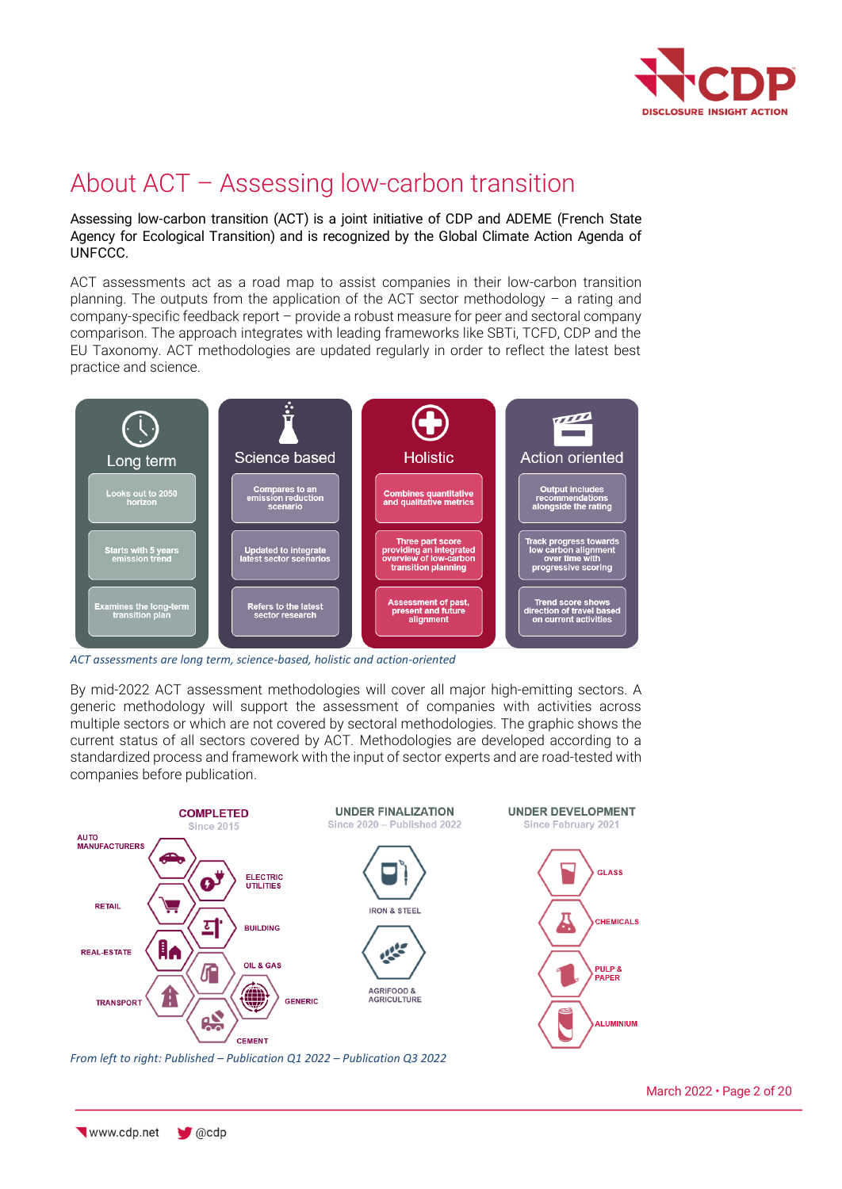# About ACT – Assessing low-carbon transition

Assessing low-carbon transition (ACT) is a joint initiative of CDP and ADEME (French State Agency for Ecological Transition) and is recognized by the Global Climate Action Agenda of UNFCCC.

ACT assessments act as a road map to assist companies in their low-carbon transition planning. The outputs from the application of the ACT sector methodology – a rating and company-specific feedback report – provide a robust measure for peer and sectoral company comparison. The approach integrates with leading frameworks like SBTi, TCFD, CDP and the EU Taxonomy. ACT methodologies are updated regularly in order to reflect the latest best practice and science.

| Long term | Science based | Holistic | Action oriented |
|---|---|---|---|
| Looks out to 2050 horizon | Compares to an emission reduction scenario | Combines quantitative and qualitative metrics | Output includes recommendations alongside the rating |
| Starts with 5 years emission trend | Updated to integrate latest sector scenarios | Three part score providing an integrated overview of low-carbon transition planning | Track progress towards low carbon alignment over time with progressive scoring |
| Examines the long-term transition plan | Refers to the latest sector research | Assessment of past, present and future alignment | Trend score shows direction of travel based on current activities |

*ACT assessments are long term, science-based, holistic and action-oriented*

By mid-2022 ACT assessment methodologies will cover all major high-emitting sectors. A generic methodology will support the assessment of companies with activities across multiple sectors or which are not covered by sectoral methodologies. The graphic shows the current status of all sectors covered by ACT. Methodologies are developed according to a standardized process and framework with the input of sector experts and are road-tested with companies before publication.

| COMPLETED (Since 2015) | UNDER FINALIZATION (Since 2020 – Published 2022) | UNDER DEVELOPMENT (Since February 2021) |
|---|---|---|
| Auto manufacturers | Iron & Steel | Glass |
| Electric utilities | Agrifood & Agriculture | Chemicals |
| Retail | | Pulp & Paper |
| Building | | Aluminium |
| Real-estate | | |
| Oil & Gas | | |
| Transport | | |
| Generic | | |
| Cement | | |

*From left to right: Published – Publication Q1 2022 – Publication Q3 2022*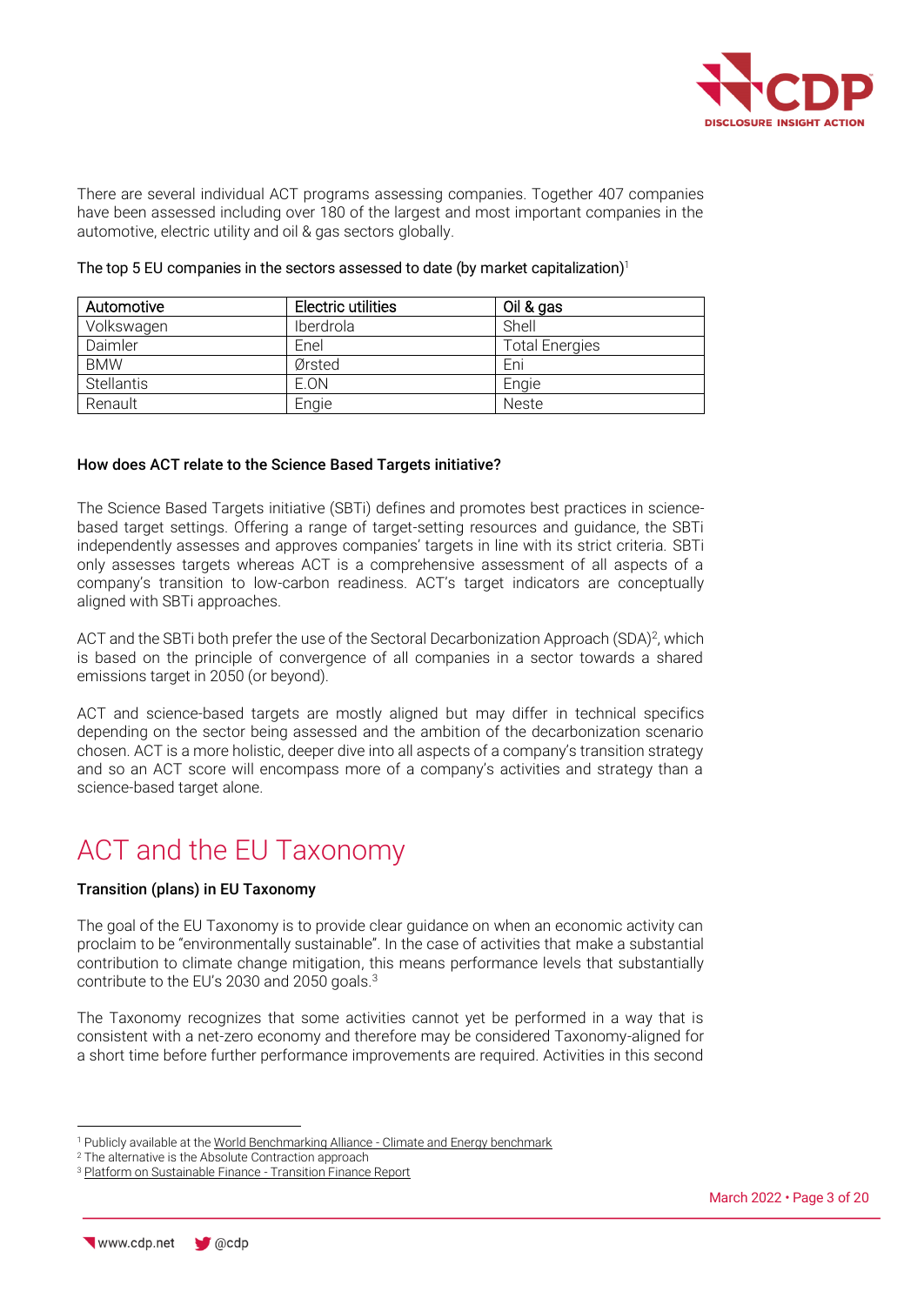There are several individual ACT programs assessing companies. Together 407 companies have been assessed including over 180 of the largest and most important companies in the automotive, electric utility and oil & gas sectors globally.

The top 5 EU companies in the sectors assessed to date (by market capitalization)[1]

| Automotive | Electric utilities | Oil & gas |
|---|---|---|
| Volkswagen | Iberdrola | Shell |
| Daimler | Enel | Total Energies |
| BMW | Ørsted | Eni |
| Stellantis | E.ON | Engie |
| Renault | Engie | Neste |

**How does ACT relate to the Science Based Targets initiative?**

The Science Based Targets initiative (SBTi) defines and promotes best practices in science-based target settings. Offering a range of target-setting resources and guidance, the SBTi independently assesses and approves companies' targets in line with its strict criteria. SBTi only assesses targets whereas ACT is a comprehensive assessment of all aspects of a company's transition to low-carbon readiness. ACT's target indicators are conceptually aligned with SBTi approaches.

ACT and the SBTi both prefer the use of the Sectoral Decarbonization Approach (SDA)[2], which is based on the principle of convergence of all companies in a sector towards a shared emissions target in 2050 (or beyond).

ACT and science-based targets are mostly aligned but may differ in technical specifics depending on the sector being assessed and the ambition of the decarbonization scenario chosen. ACT is a more holistic, deeper dive into all aspects of a company's transition strategy and so an ACT score will encompass more of a company's activities and strategy than a science-based target alone.

# ACT and the EU Taxonomy

**Transition (plans) in EU Taxonomy**

The goal of the EU Taxonomy is to provide clear guidance on when an economic activity can proclaim to be "environmentally sustainable". In the case of activities that make a substantial contribution to climate change mitigation, this means performance levels that substantially contribute to the EU's 2030 and 2050 goals.[3]

The Taxonomy recognizes that some activities cannot yet be performed in a way that is consistent with a net-zero economy and therefore may be considered Taxonomy-aligned for a short time before further performance improvements are required. Activities in this second

---

[1] Publicly available at the World Benchmarking Alliance - Climate and Energy benchmark

[2] The alternative is the Absolute Contraction approach

[3] Platform on Sustainable Finance - Transition Finance Report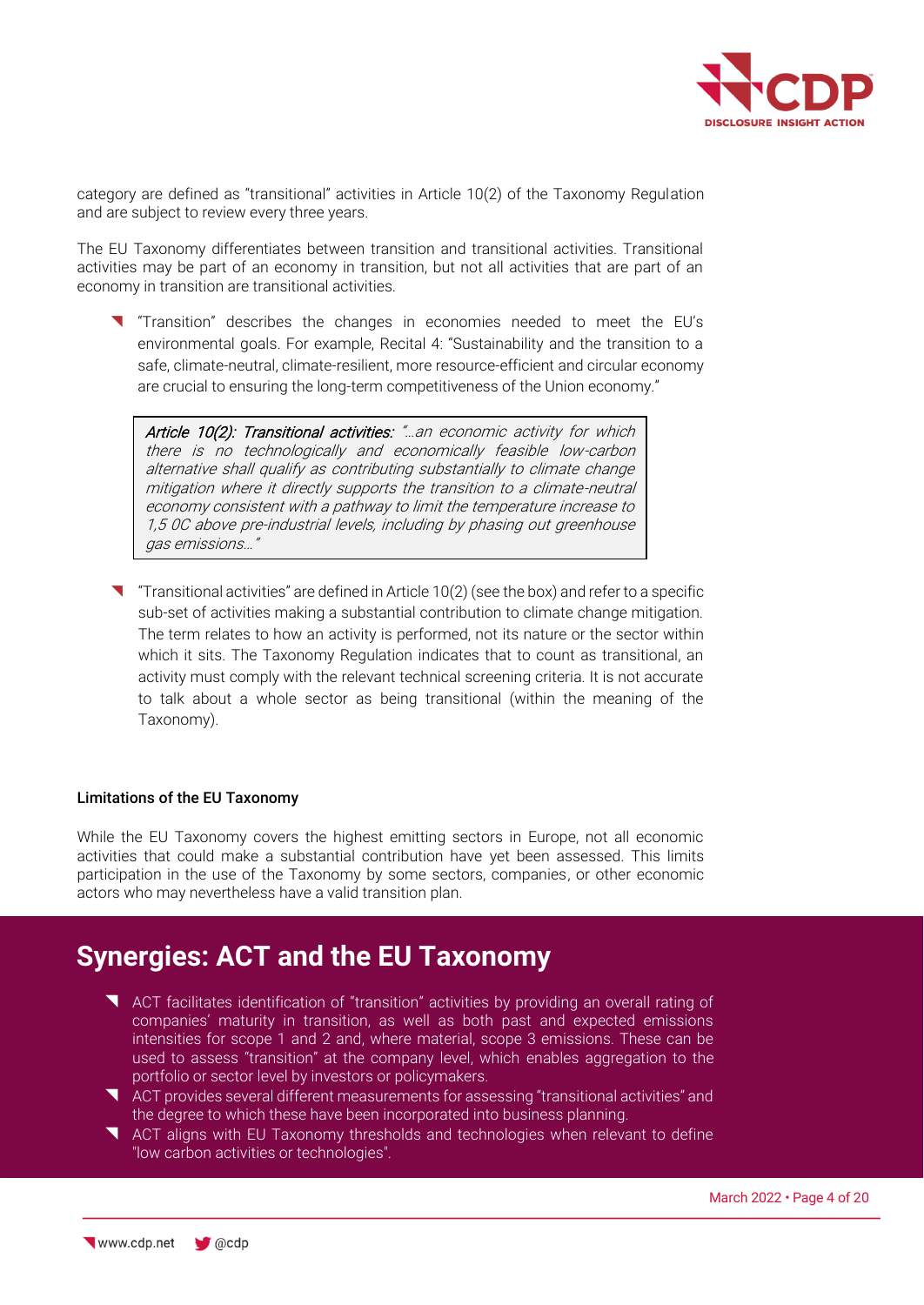category are defined as "transitional" activities in Article 10(2) of the Taxonomy Regulation and are subject to review every three years.

The EU Taxonomy differentiates between transition and transitional activities. Transitional activities may be part of an economy in transition, but not all activities that are part of an economy in transition are transitional activities.

- "Transition" describes the changes in economies needed to meet the EU's environmental goals. For example, Recital 4: "Sustainability and the transition to a safe, climate-neutral, climate-resilient, more resource-efficient and circular economy are crucial to ensuring the long-term competitiveness of the Union economy."

> ***Article 10(2): Transitional activities:*** *"…an economic activity for which there is no technologically and economically feasible low-carbon alternative shall qualify as contributing substantially to climate change mitigation where it directly supports the transition to a climate-neutral economy consistent with a pathway to limit the temperature increase to 1,5 0C above pre-industrial levels, including by phasing out greenhouse gas emissions…"*

- "Transitional activities" are defined in Article 10(2) (see the box) and refer to a specific sub-set of activities making a substantial contribution to climate change mitigation. The term relates to how an activity is performed, not its nature or the sector within which it sits. The Taxonomy Regulation indicates that to count as transitional, an activity must comply with the relevant technical screening criteria. It is not accurate to talk about a whole sector as being transitional (within the meaning of the Taxonomy).

#### Limitations of the EU Taxonomy

While the EU Taxonomy covers the highest emitting sectors in Europe, not all economic activities that could make a substantial contribution have yet been assessed. This limits participation in the use of the Taxonomy by some sectors, companies, or other economic actors who may nevertheless have a valid transition plan.

## Synergies: ACT and the EU Taxonomy

- ACT facilitates identification of "transition" activities by providing an overall rating of companies' maturity in transition, as well as both past and expected emissions intensities for scope 1 and 2 and, where material, scope 3 emissions. These can be used to assess "transition" at the company level, which enables aggregation to the portfolio or sector level by investors or policymakers.
- ACT provides several different measurements for assessing "transitional activities" and the degree to which these have been incorporated into business planning.
- ACT aligns with EU Taxonomy thresholds and technologies when relevant to define "low carbon activities or technologies".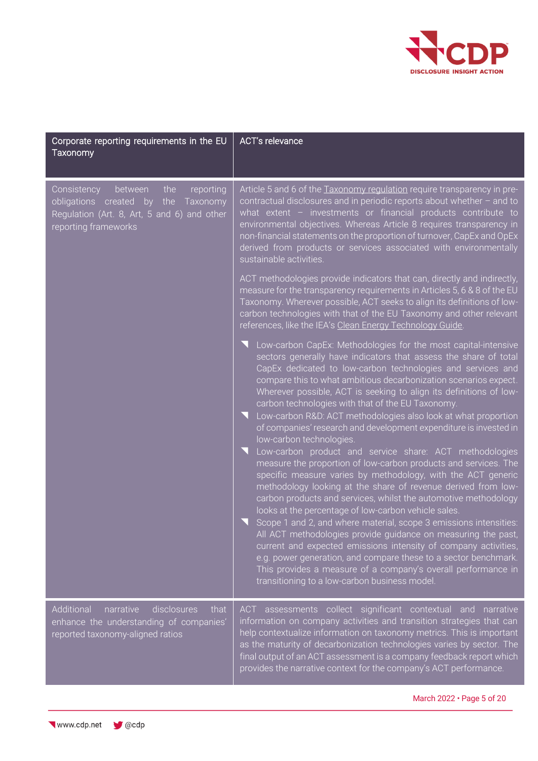| Corporate reporting requirements in the EU Taxonomy | ACT's relevance |
|---|---|
| Consistency between the reporting obligations created by the Taxonomy Regulation (Art. 8, Art, 5 and 6) and other reporting frameworks | Article 5 and 6 of the [Taxonomy regulation]() require transparency in pre-contractual disclosures and in periodic reports about whether – and to what extent – investments or financial products contribute to environmental objectives. Whereas Article 8 requires transparency in non-financial statements on the proportion of turnover, CapEx and OpEx derived from products or services associated with environmentally sustainable activities.<br><br>ACT methodologies provide indicators that can, directly and indirectly, measure for the transparency requirements in Articles 5, 6 & 8 of the EU Taxonomy. Wherever possible, ACT seeks to align its definitions of low-carbon technologies with that of the EU Taxonomy and other relevant references, like the IEA's [Clean Energy Technology Guide]().<br><br>- Low-carbon CapEx: Methodologies for the most capital-intensive sectors generally have indicators that assess the share of total CapEx dedicated to low-carbon technologies and services and compare this to what ambitious decarbonization scenarios expect. Wherever possible, ACT is seeking to align its definitions of low-carbon technologies with that of the EU Taxonomy.<br>- Low-carbon R&D: ACT methodologies also look at what proportion of companies' research and development expenditure is invested in low-carbon technologies.<br>- Low-carbon product and service share: ACT methodologies measure the proportion of low-carbon products and services. The specific measure varies by methodology, with the ACT generic methodology looking at the share of revenue derived from low-carbon products and services, whilst the automotive methodology looks at the percentage of low-carbon vehicle sales.<br>- Scope 1 and 2, and where material, scope 3 emissions intensities: All ACT methodologies provide guidance on measuring the past, current and expected emissions intensity of company activities, e.g. power generation, and compare these to a sector benchmark. This provides a measure of a company's overall performance in transitioning to a low-carbon business model. |
| Additional narrative disclosures that enhance the understanding of companies' reported taxonomy-aligned ratios | ACT assessments collect significant contextual and narrative information on company activities and transition strategies that can help contextualize information on taxonomy metrics. This is important as the maturity of decarbonization technologies varies by sector. The final output of an ACT assessment is a company feedback report which provides the narrative context for the company's ACT performance. |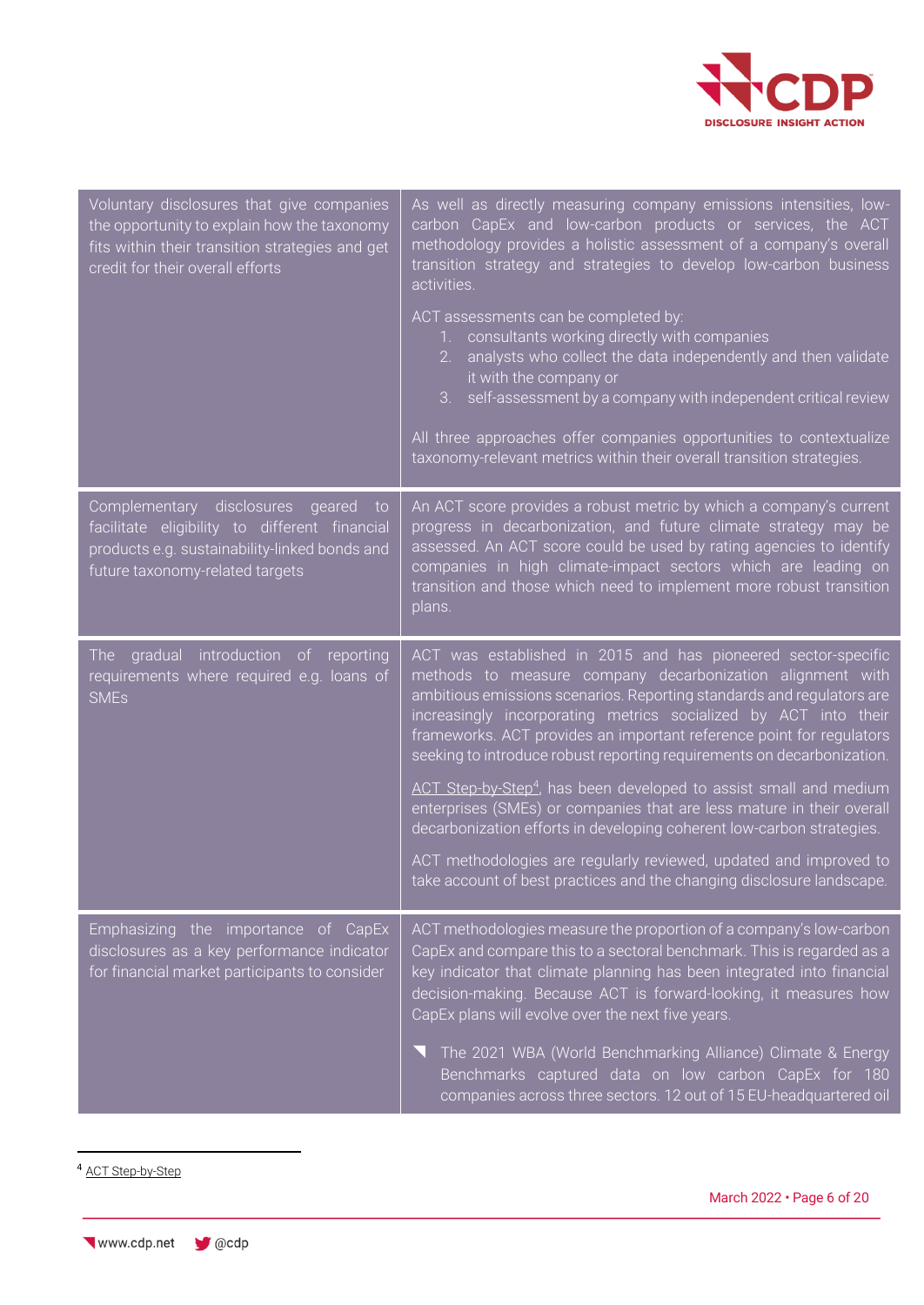| | |
|---|---|
| Voluntary disclosures that give companies the opportunity to explain how the taxonomy fits within their transition strategies and get credit for their overall efforts | As well as directly measuring company emissions intensities, low-carbon CapEx and low-carbon products or services, the ACT methodology provides a holistic assessment of a company's overall transition strategy and strategies to develop low-carbon business activities.<br><br>ACT assessments can be completed by:<br>1. consultants working directly with companies<br>2. analysts who collect the data independently and then validate it with the company or<br>3. self-assessment by a company with independent critical review<br><br>All three approaches offer companies opportunities to contextualize taxonomy-relevant metrics within their overall transition strategies. |
| Complementary disclosures geared to facilitate eligibility to different financial products e.g. sustainability-linked bonds and future taxonomy-related targets | An ACT score provides a robust metric by which a company's current progress in decarbonization, and future climate strategy may be assessed. An ACT score could be used by rating agencies to identify companies in high climate-impact sectors which are leading on transition and those which need to implement more robust transition plans. |
| The gradual introduction of reporting requirements where required e.g. loans of SMEs | ACT was established in 2015 and has pioneered sector-specific methods to measure company decarbonization alignment with ambitious emissions scenarios. Reporting standards and regulators are increasingly incorporating metrics socialized by ACT into their frameworks. ACT provides an important reference point for regulators seeking to introduce robust reporting requirements on decarbonization.<br><br>ACT Step-by-Step[4], has been developed to assist small and medium enterprises (SMEs) or companies that are less mature in their overall decarbonization efforts in developing coherent low-carbon strategies.<br><br>ACT methodologies are regularly reviewed, updated and improved to take account of best practices and the changing disclosure landscape. |
| Emphasizing the importance of CapEx disclosures as a key performance indicator for financial market participants to consider | ACT methodologies measure the proportion of a company's low-carbon CapEx and compare this to a sectoral benchmark. This is regarded as a key indicator that climate planning has been integrated into financial decision-making. Because ACT is forward-looking, it measures how CapEx plans will evolve over the next five years.<br><br>- The 2021 WBA (World Benchmarking Alliance) Climate & Energy Benchmarks captured data on low carbon CapEx for 180 companies across three sectors. 12 out of 15 EU-headquartered oil |

[4] ACT Step-by-Step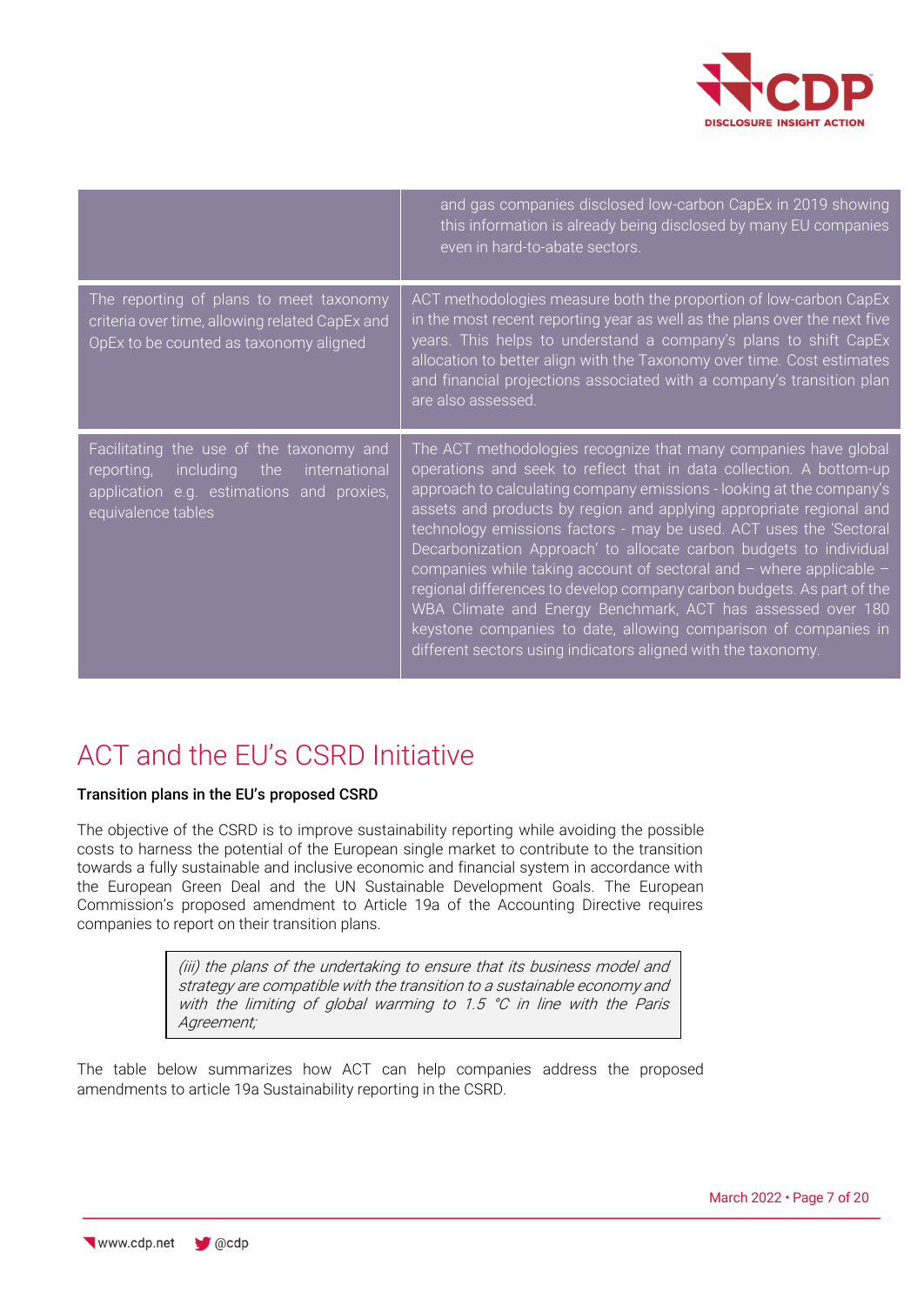| | |
|---|---|
| | and gas companies disclosed low-carbon CapEx in 2019 showing this information is already being disclosed by many EU companies even in hard-to-abate sectors. |
| The reporting of plans to meet taxonomy criteria over time, allowing related CapEx and OpEx to be counted as taxonomy aligned | ACT methodologies measure both the proportion of low-carbon CapEx in the most recent reporting year as well as the plans over the next five years. This helps to understand a company's plans to shift CapEx allocation to better align with the Taxonomy over time. Cost estimates and financial projections associated with a company's transition plan are also assessed. |
| Facilitating the use of the taxonomy and reporting, including the international application e.g. estimations and proxies, equivalence tables | The ACT methodologies recognize that many companies have global operations and seek to reflect that in data collection. A bottom-up approach to calculating company emissions - looking at the company's assets and products by region and applying appropriate regional and technology emissions factors - may be used. ACT uses the 'Sectoral Decarbonization Approach' to allocate carbon budgets to individual companies while taking account of sectoral and – where applicable – regional differences to develop company carbon budgets. As part of the WBA Climate and Energy Benchmark, ACT has assessed over 180 keystone companies to date, allowing comparison of companies in different sectors using indicators aligned with the taxonomy. |

# ACT and the EU's CSRD Initiative

**Transition plans in the EU's proposed CSRD**

The objective of the CSRD is to improve sustainability reporting while avoiding the possible costs to harness the potential of the European single market to contribute to the transition towards a fully sustainable and inclusive economic and financial system in accordance with the European Green Deal and the UN Sustainable Development Goals. The European Commission's proposed amendment to Article 19a of the Accounting Directive requires companies to report on their transition plans.

> *(iii) the plans of the undertaking to ensure that its business model and strategy are compatible with the transition to a sustainable economy and with the limiting of global warming to 1.5 °C in line with the Paris Agreement;*

The table below summarizes how ACT can help companies address the proposed amendments to article 19a Sustainability reporting in the CSRD.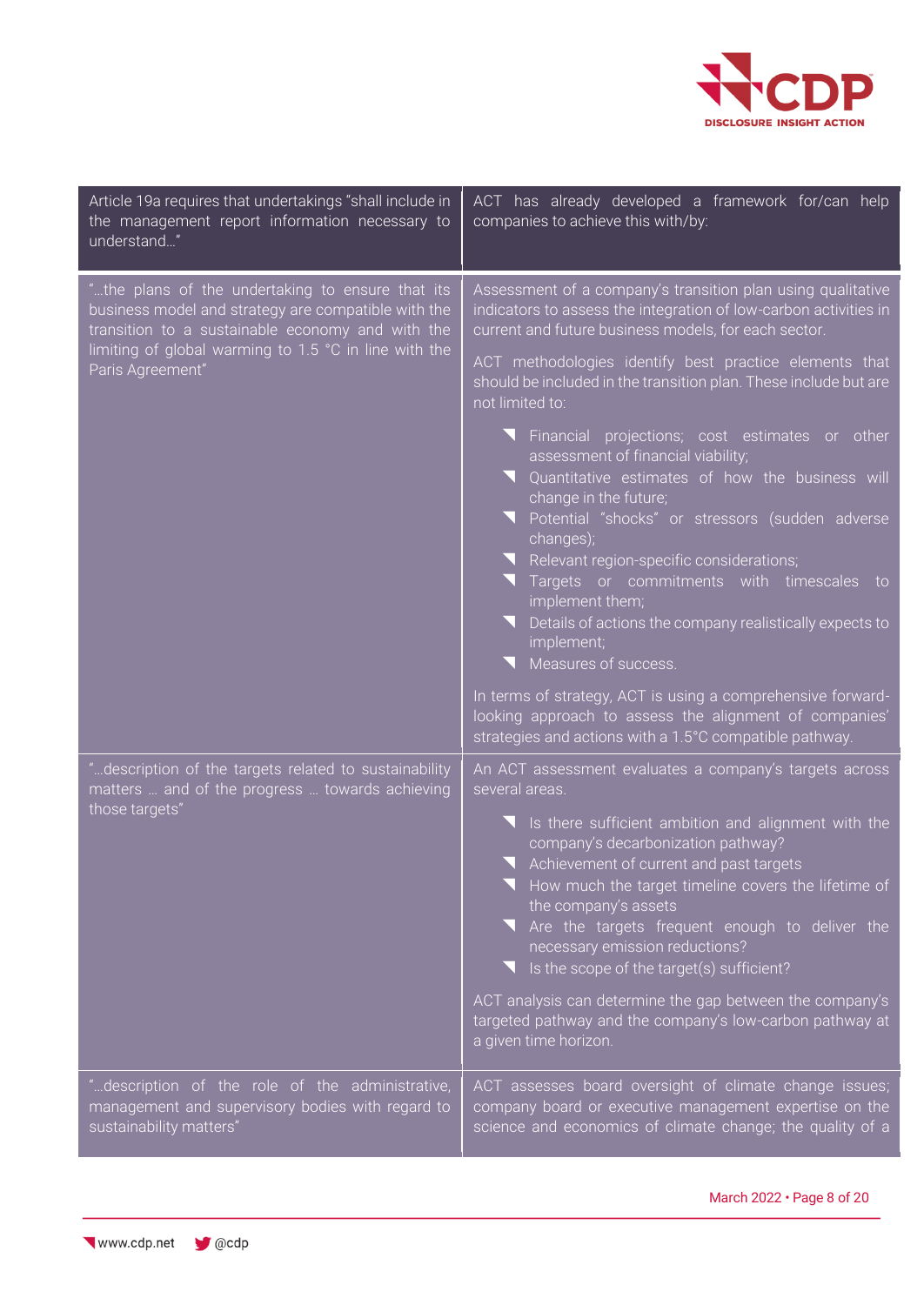| Article 19a requires that undertakings "shall include in the management report information necessary to understand..." | ACT has already developed a framework for/can help companies to achieve this with/by: |
|---|---|
| "...the plans of the undertaking to ensure that its business model and strategy are compatible with the transition to a sustainable economy and with the limiting of global warming to 1.5 °C in line with the Paris Agreement" | Assessment of a company's transition plan using qualitative indicators to assess the integration of low-carbon activities in current and future business models, for each sector.<br><br>ACT methodologies identify best practice elements that should be included in the transition plan. These include but are not limited to:<br><br>- Financial projections; cost estimates or other assessment of financial viability;<br>- Quantitative estimates of how the business will change in the future;<br>- Potential "shocks" or stressors (sudden adverse changes);<br>- Relevant region-specific considerations;<br>- Targets or commitments with timescales to implement them;<br>- Details of actions the company realistically expects to implement;<br>- Measures of success.<br><br>In terms of strategy, ACT is using a comprehensive forward-looking approach to assess the alignment of companies' strategies and actions with a 1.5°C compatible pathway. |
| "...description of the targets related to sustainability matters ... and of the progress ... towards achieving those targets" | An ACT assessment evaluates a company's targets across several areas.<br><br>- Is there sufficient ambition and alignment with the company's decarbonization pathway?<br>- Achievement of current and past targets<br>- How much the target timeline covers the lifetime of the company's assets<br>- Are the targets frequent enough to deliver the necessary emission reductions?<br>- Is the scope of the target(s) sufficient?<br><br>ACT analysis can determine the gap between the company's targeted pathway and the company's low-carbon pathway at a given time horizon. |
| "...description of the role of the administrative, management and supervisory bodies with regard to sustainability matters" | ACT assesses board oversight of climate change issues; company board or executive management expertise on the science and economics of climate change; the quality of a |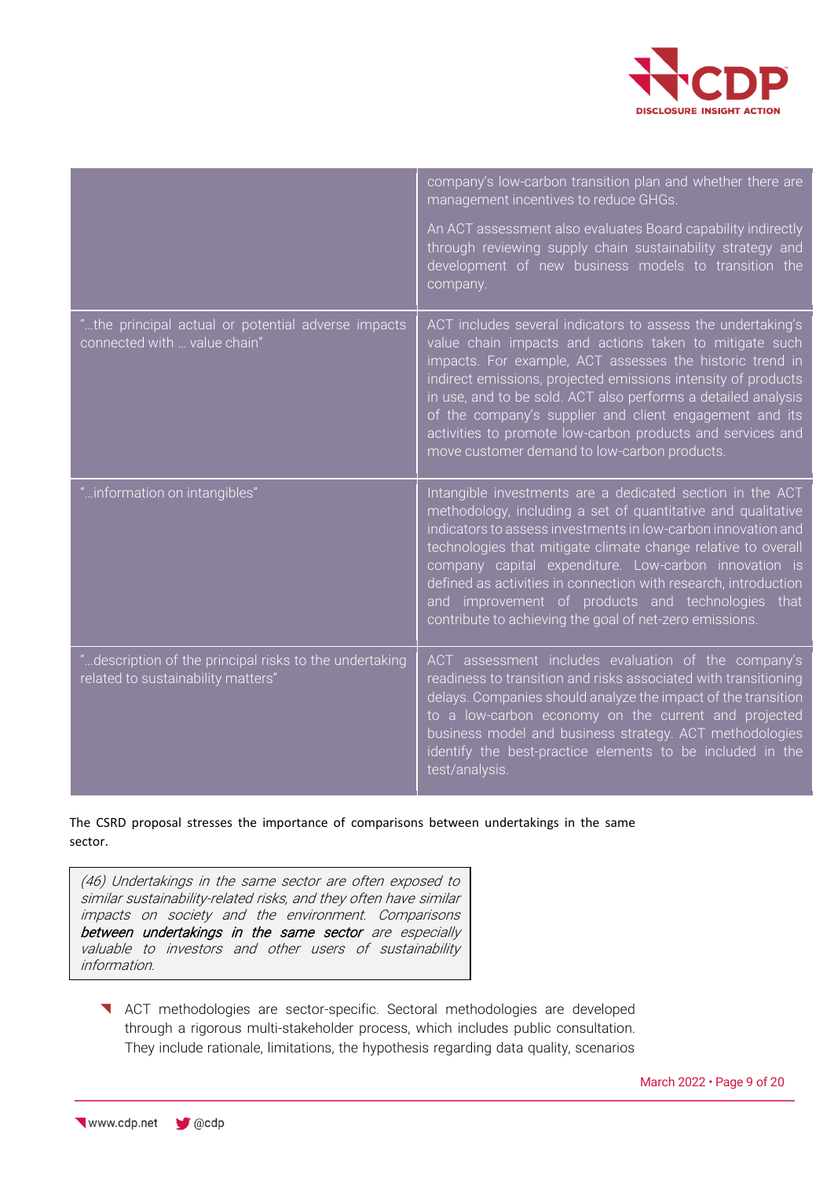| | |
|---|---|
| | company's low-carbon transition plan and whether there are management incentives to reduce GHGs.<br><br>An ACT assessment also evaluates Board capability indirectly through reviewing supply chain sustainability strategy and development of new business models to transition the company. |
| "…the principal actual or potential adverse impacts connected with … value chain" | ACT includes several indicators to assess the undertaking's value chain impacts and actions taken to mitigate such impacts. For example, ACT assesses the historic trend in indirect emissions, projected emissions intensity of products in use, and to be sold. ACT also performs a detailed analysis of the company's supplier and client engagement and its activities to promote low-carbon products and services and move customer demand to low-carbon products. |
| "…information on intangibles" | Intangible investments are a dedicated section in the ACT methodology, including a set of quantitative and qualitative indicators to assess investments in low-carbon innovation and technologies that mitigate climate change relative to overall company capital expenditure. Low-carbon innovation is defined as activities in connection with research, introduction and improvement of products and technologies that contribute to achieving the goal of net-zero emissions. |
| "…description of the principal risks to the undertaking related to sustainability matters" | ACT assessment includes evaluation of the company's readiness to transition and risks associated with transitioning delays. Companies should analyze the impact of the transition to a low-carbon economy on the current and projected business model and business strategy. ACT methodologies identify the best-practice elements to be included in the test/analysis. |

The CSRD proposal stresses the importance of comparisons between undertakings in the same sector.

> *(46) Undertakings in the same sector are often exposed to similar sustainability-related risks, and they often have similar impacts on society and the environment. Comparisons **between undertakings in the same sector** are especially valuable to investors and other users of sustainability information.*

- ACT methodologies are sector-specific. Sectoral methodologies are developed through a rigorous multi-stakeholder process, which includes public consultation. They include rationale, limitations, the hypothesis regarding data quality, scenarios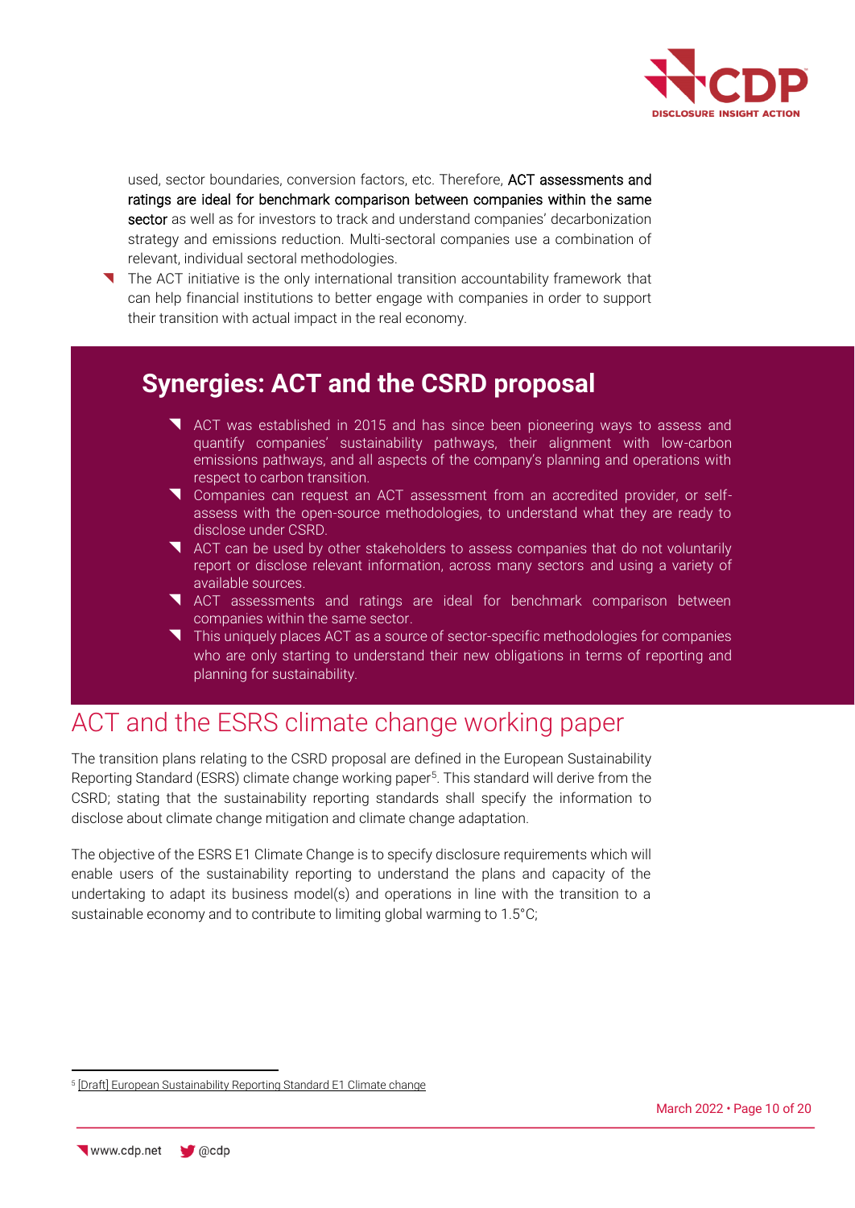used, sector boundaries, conversion factors, etc. Therefore, **ACT assessments and ratings are ideal for benchmark comparison between companies within the same sector** as well as for investors to track and understand companies' decarbonization strategy and emissions reduction. Multi-sectoral companies use a combination of relevant, individual sectoral methodologies.

- The ACT initiative is the only international transition accountability framework that can help financial institutions to better engage with companies in order to support their transition with actual impact in the real economy.

## Synergies: ACT and the CSRD proposal

- ACT was established in 2015 and has since been pioneering ways to assess and quantify companies' sustainability pathways, their alignment with low-carbon emissions pathways, and all aspects of the company's planning and operations with respect to carbon transition.
- Companies can request an ACT assessment from an accredited provider, or self-assess with the open-source methodologies, to understand what they are ready to disclose under CSRD.
- ACT can be used by other stakeholders to assess companies that do not voluntarily report or disclose relevant information, across many sectors and using a variety of available sources.
- ACT assessments and ratings are ideal for benchmark comparison between companies within the same sector.
- This uniquely places ACT as a source of sector-specific methodologies for companies who are only starting to understand their new obligations in terms of reporting and planning for sustainability.

## ACT and the ESRS climate change working paper

The transition plans relating to the CSRD proposal are defined in the European Sustainability Reporting Standard (ESRS) climate change working paper[5]. This standard will derive from the CSRD; stating that the sustainability reporting standards shall specify the information to disclose about climate change mitigation and climate change adaptation.

The objective of the ESRS E1 Climate Change is to specify disclosure requirements which will enable users of the sustainability reporting to understand the plans and capacity of the undertaking to adapt its business model(s) and operations in line with the transition to a sustainable economy and to contribute to limiting global warming to 1.5°C;

[5] [Draft] European Sustainability Reporting Standard E1 Climate change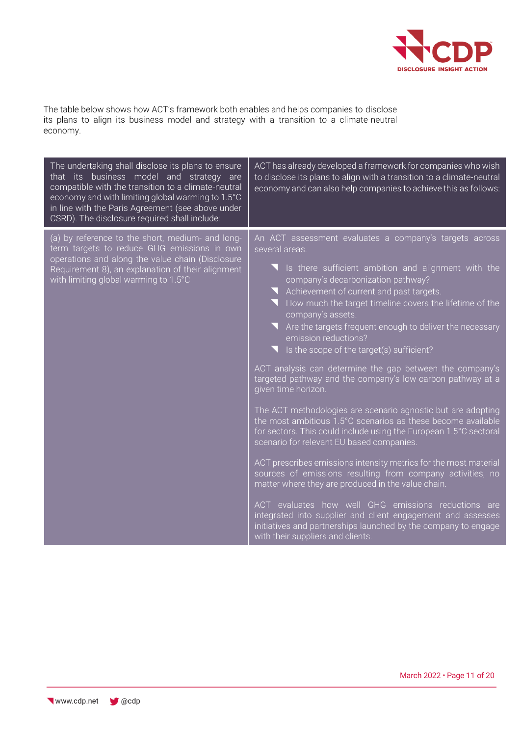The table below shows how ACT's framework both enables and helps companies to disclose its plans to align its business model and strategy with a transition to a climate-neutral economy.

| The undertaking shall disclose its plans to ensure that its business model and strategy are compatible with the transition to a climate-neutral economy and with limiting global warming to 1.5°C in line with the Paris Agreement (see above under CSRD). The disclosure required shall include: | ACT has already developed a framework for companies who wish to disclose its plans to align with a transition to a climate-neutral economy and can also help companies to achieve this as follows: |
|---|---|
| (a) by reference to the short, medium- and long-term targets to reduce GHG emissions in own operations and along the value chain (Disclosure Requirement 8), an explanation of their alignment with limiting global warming to 1.5°C | An ACT assessment evaluates a company's targets across several areas.<br><br>- Is there sufficient ambition and alignment with the company's decarbonization pathway?<br>- Achievement of current and past targets.<br>- How much the target timeline covers the lifetime of the company's assets.<br>- Are the targets frequent enough to deliver the necessary emission reductions?<br>- Is the scope of the target(s) sufficient?<br><br>ACT analysis can determine the gap between the company's targeted pathway and the company's low-carbon pathway at a given time horizon.<br><br>The ACT methodologies are scenario agnostic but are adopting the most ambitious 1.5°C scenarios as these become available for sectors. This could include using the European 1.5°C sectoral scenario for relevant EU based companies.<br><br>ACT prescribes emissions intensity metrics for the most material sources of emissions resulting from company activities, no matter where they are produced in the value chain.<br><br>ACT evaluates how well GHG emissions reductions are integrated into supplier and client engagement and assesses initiatives and partnerships launched by the company to engage with their suppliers and clients. |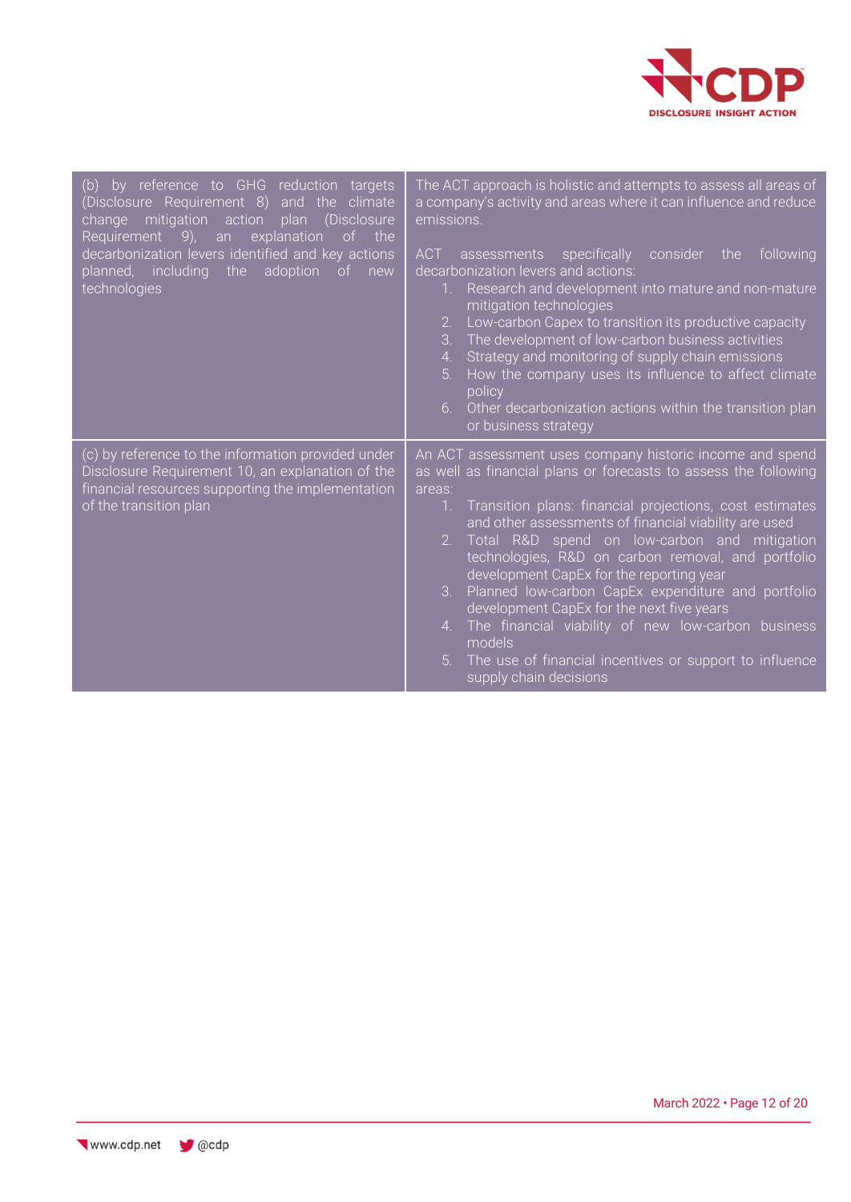| | |
|---|---|
| (b) by reference to GHG reduction targets (Disclosure Requirement 8) and the climate change mitigation action plan (Disclosure Requirement 9), an explanation of the decarbonization levers identified and key actions planned, including the adoption of new technologies | The ACT approach is holistic and attempts to assess all areas of a company's activity and areas where it can influence and reduce emissions.<br><br>ACT assessments specifically consider the following decarbonization levers and actions:<br>1. Research and development into mature and non-mature mitigation technologies<br>2. Low-carbon Capex to transition its productive capacity<br>3. The development of low-carbon business activities<br>4. Strategy and monitoring of supply chain emissions<br>5. How the company uses its influence to affect climate policy<br>6. Other decarbonization actions within the transition plan or business strategy |
| (c) by reference to the information provided under Disclosure Requirement 10, an explanation of the financial resources supporting the implementation of the transition plan | An ACT assessment uses company historic income and spend as well as financial plans or forecasts to assess the following areas:<br>1. Transition plans: financial projections, cost estimates and other assessments of financial viability are used<br>2. Total R&D spend on low-carbon and mitigation technologies, R&D on carbon removal, and portfolio development CapEx for the reporting year<br>3. Planned low-carbon CapEx expenditure and portfolio development CapEx for the next five years<br>4. The financial viability of new low-carbon business models<br>5. The use of financial incentives or support to influence supply chain decisions |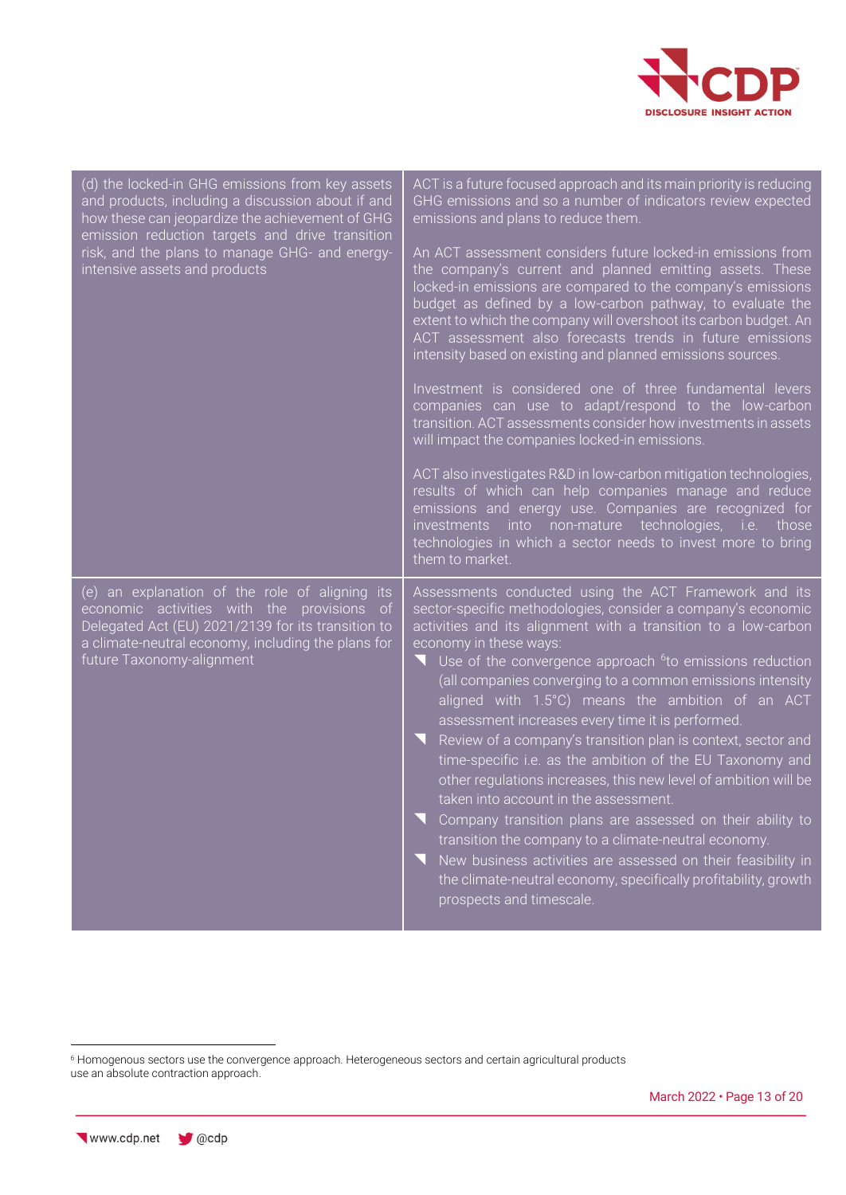| | |
|---|---|
| (d) the locked-in GHG emissions from key assets and products, including a discussion about if and how these can jeopardize the achievement of GHG emission reduction targets and drive transition risk, and the plans to manage GHG- and energy-intensive assets and products | ACT is a future focused approach and its main priority is reducing GHG emissions and so a number of indicators review expected emissions and plans to reduce them.<br><br>An ACT assessment considers future locked-in emissions from the company's current and planned emitting assets. These locked-in emissions are compared to the company's emissions budget as defined by a low-carbon pathway, to evaluate the extent to which the company will overshoot its carbon budget. An ACT assessment also forecasts trends in future emissions intensity based on existing and planned emissions sources.<br><br>Investment is considered one of three fundamental levers companies can use to adapt/respond to the low-carbon transition. ACT assessments consider how investments in assets will impact the companies locked-in emissions.<br><br>ACT also investigates R&D in low-carbon mitigation technologies, results of which can help companies manage and reduce emissions and energy use. Companies are recognized for investments into non-mature technologies, i.e. those technologies in which a sector needs to invest more to bring them to market. |
| (e) an explanation of the role of aligning its economic activities with the provisions of Delegated Act (EU) 2021/2139 for its transition to a climate-neutral economy, including the plans for future Taxonomy-alignment | Assessments conducted using the ACT Framework and its sector-specific methodologies, consider a company's economic activities and its alignment with a transition to a low-carbon economy in these ways:<br>- Use of the convergence approach [6] to emissions reduction (all companies converging to a common emissions intensity aligned with 1.5°C) means the ambition of an ACT assessment increases every time it is performed.<br>- Review of a company's transition plan is context, sector and time-specific i.e. as the ambition of the EU Taxonomy and other regulations increases, this new level of ambition will be taken into account in the assessment.<br>- Company transition plans are assessed on their ability to transition the company to a climate-neutral economy.<br>- New business activities are assessed on their feasibility in the climate-neutral economy, specifically profitability, growth prospects and timescale. |

[6] Homogenous sectors use the convergence approach. Heterogeneous sectors and certain agricultural products use an absolute contraction approach.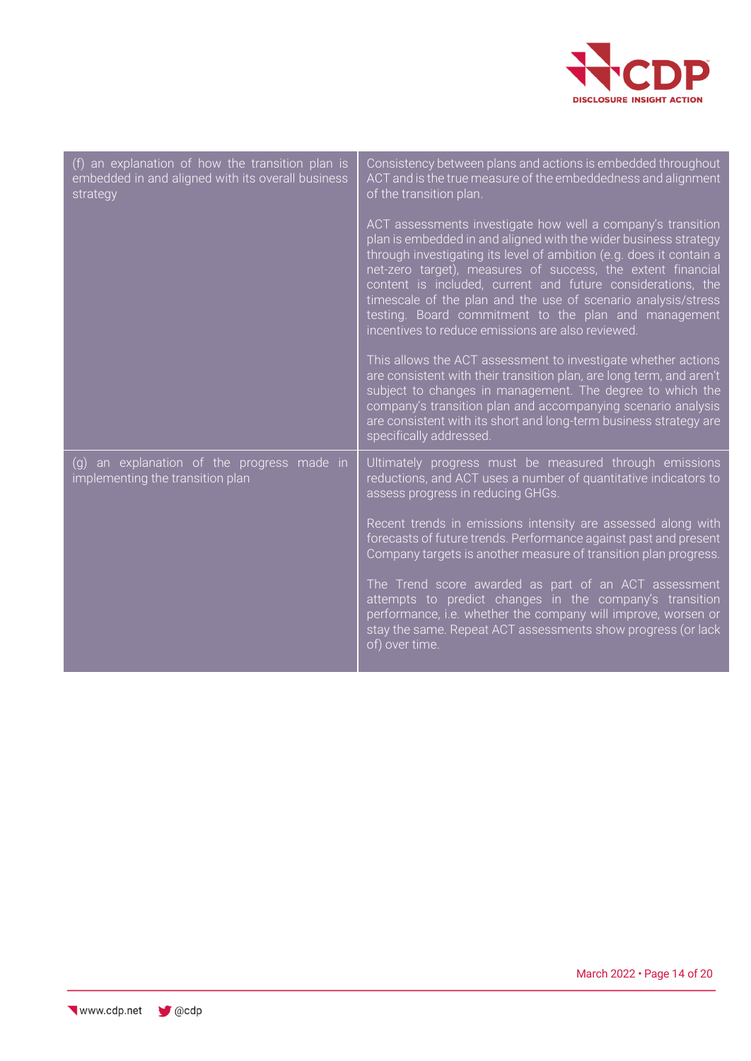| | |
|---|---|
| (f) an explanation of how the transition plan is embedded in and aligned with its overall business strategy | Consistency between plans and actions is embedded throughout ACT and is the true measure of the embeddedness and alignment of the transition plan.<br><br>ACT assessments investigate how well a company's transition plan is embedded in and aligned with the wider business strategy through investigating its level of ambition (e.g. does it contain a net-zero target), measures of success, the extent financial content is included, current and future considerations, the timescale of the plan and the use of scenario analysis/stress testing. Board commitment to the plan and management incentives to reduce emissions are also reviewed.<br><br>This allows the ACT assessment to investigate whether actions are consistent with their transition plan, are long term, and aren't subject to changes in management. The degree to which the company's transition plan and accompanying scenario analysis are consistent with its short and long-term business strategy are specifically addressed. |
| (g) an explanation of the progress made in implementing the transition plan | Ultimately progress must be measured through emissions reductions, and ACT uses a number of quantitative indicators to assess progress in reducing GHGs.<br><br>Recent trends in emissions intensity are assessed along with forecasts of future trends. Performance against past and present Company targets is another measure of transition plan progress.<br><br>The Trend score awarded as part of an ACT assessment attempts to predict changes in the company's transition performance, i.e. whether the company will improve, worsen or stay the same. Repeat ACT assessments show progress (or lack of) over time. |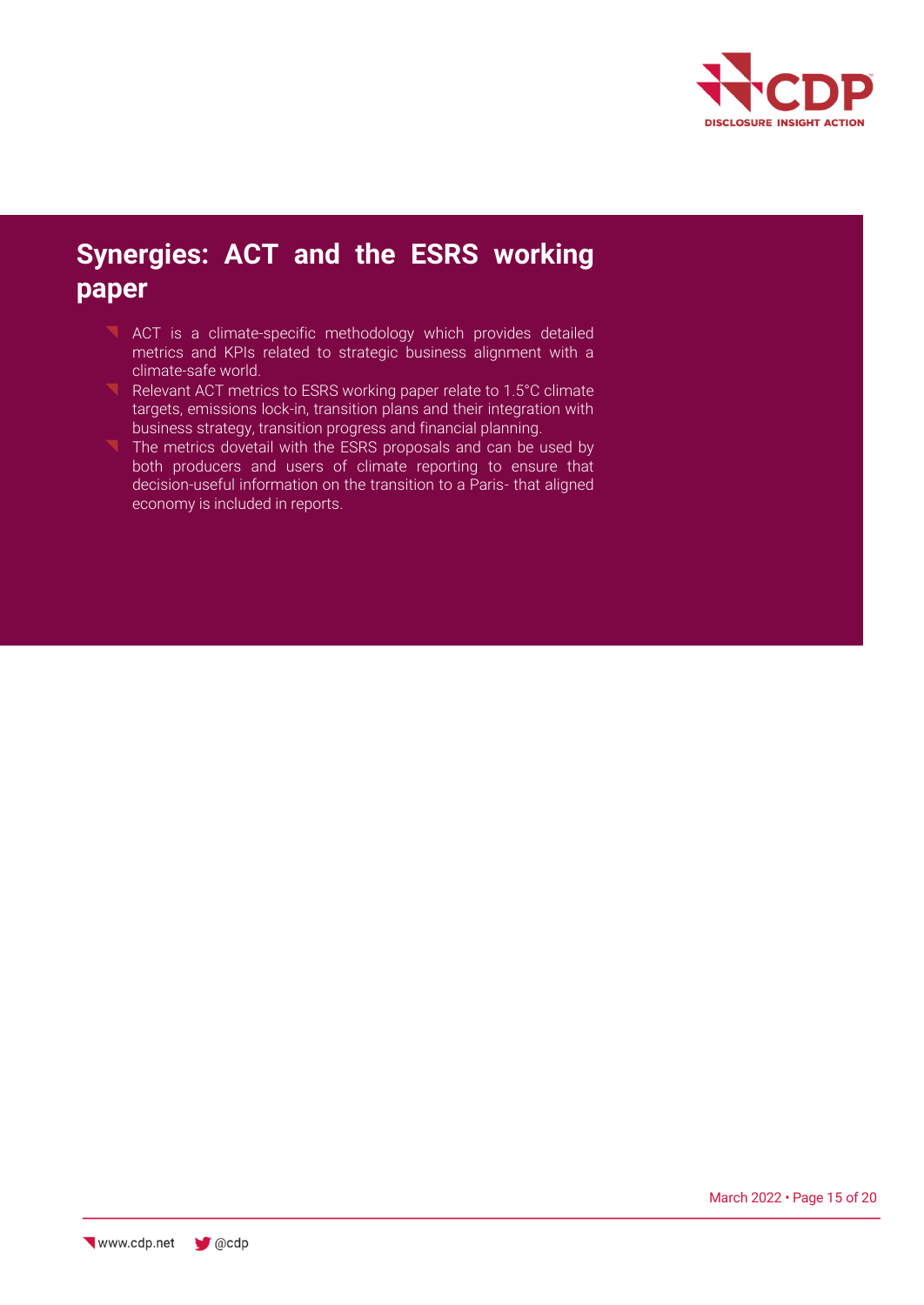## Synergies: ACT and the ESRS working paper

- ACT is a climate-specific methodology which provides detailed metrics and KPIs related to strategic business alignment with a climate-safe world.
- Relevant ACT metrics to ESRS working paper relate to 1.5°C climate targets, emissions lock-in, transition plans and their integration with business strategy, transition progress and financial planning.
- The metrics dovetail with the ESRS proposals and can be used by both producers and users of climate reporting to ensure that decision-useful information on the transition to a Paris- that aligned economy is included in reports.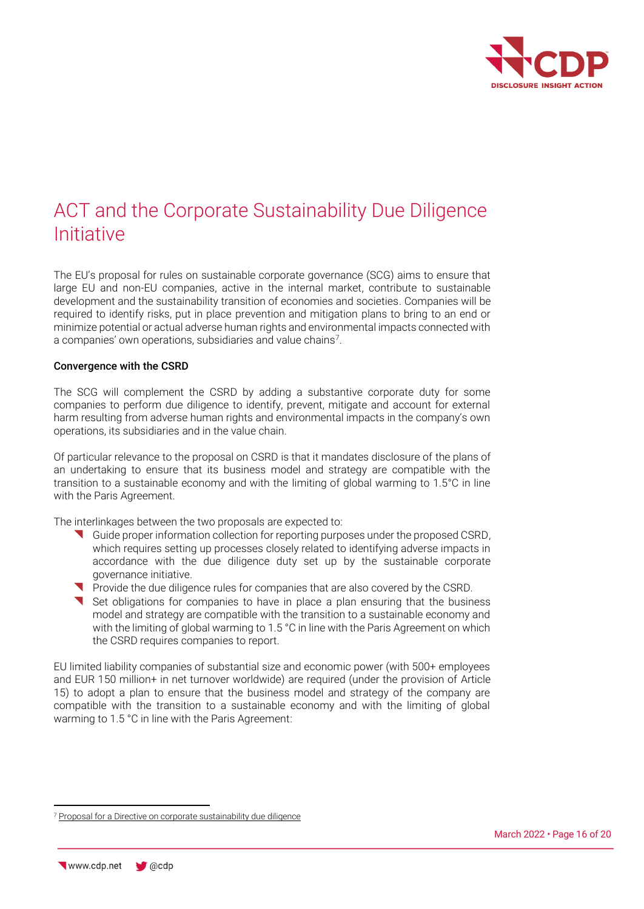# ACT and the Corporate Sustainability Due Diligence Initiative

The EU's proposal for rules on sustainable corporate governance (SCG) aims to ensure that large EU and non-EU companies, active in the internal market, contribute to sustainable development and the sustainability transition of economies and societies. Companies will be required to identify risks, put in place prevention and mitigation plans to bring to an end or minimize potential or actual adverse human rights and environmental impacts connected with a companies' own operations, subsidiaries and value chains[7].

**Convergence with the CSRD**

The SCG will complement the CSRD by adding a substantive corporate duty for some companies to perform due diligence to identify, prevent, mitigate and account for external harm resulting from adverse human rights and environmental impacts in the company's own operations, its subsidiaries and in the value chain.

Of particular relevance to the proposal on CSRD is that it mandates disclosure of the plans of an undertaking to ensure that its business model and strategy are compatible with the transition to a sustainable economy and with the limiting of global warming to 1.5°C in line with the Paris Agreement.

The interlinkages between the two proposals are expected to:

- Guide proper information collection for reporting purposes under the proposed CSRD, which requires setting up processes closely related to identifying adverse impacts in accordance with the due diligence duty set up by the sustainable corporate governance initiative.
- Provide the due diligence rules for companies that are also covered by the CSRD.
- Set obligations for companies to have in place a plan ensuring that the business model and strategy are compatible with the transition to a sustainable economy and with the limiting of global warming to 1.5 °C in line with the Paris Agreement on which the CSRD requires companies to report.

EU limited liability companies of substantial size and economic power (with 500+ employees and EUR 150 million+ in net turnover worldwide) are required (under the provision of Article 15) to adopt a plan to ensure that the business model and strategy of the company are compatible with the transition to a sustainable economy and with the limiting of global warming to 1.5 °C in line with the Paris Agreement:

[7] Proposal for a Directive on corporate sustainability due diligence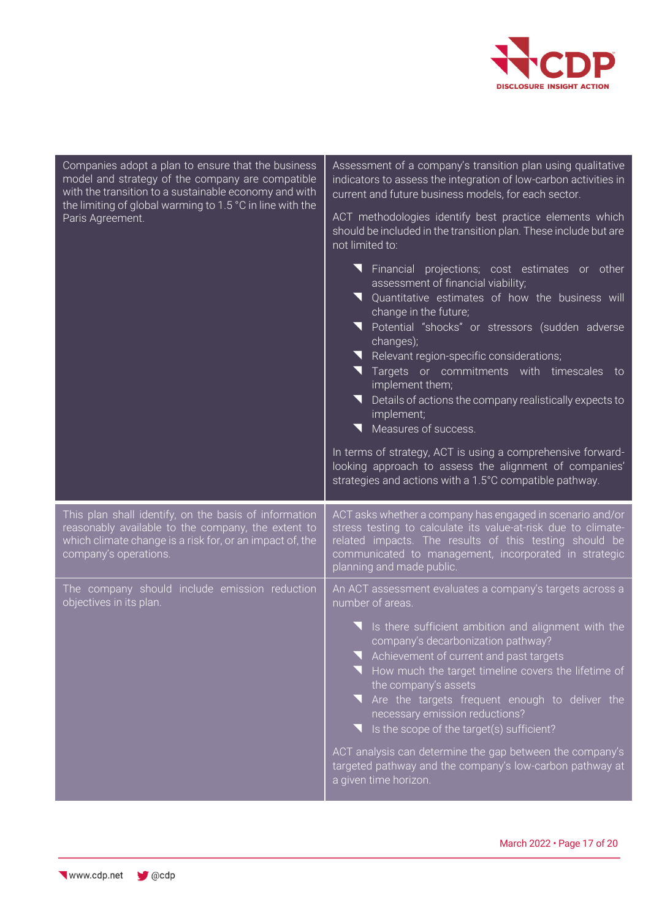| | |
|---|---|
| Companies adopt a plan to ensure that the business model and strategy of the company are compatible with the transition to a sustainable economy and with the limiting of global warming to 1.5 °C in line with the Paris Agreement. | Assessment of a company's transition plan using qualitative indicators to assess the integration of low-carbon activities in current and future business models, for each sector.<br><br>ACT methodologies identify best practice elements which should be included in the transition plan. These include but are not limited to:<br><br>- Financial projections; cost estimates or other assessment of financial viability;<br>- Quantitative estimates of how the business will change in the future;<br>- Potential "shocks" or stressors (sudden adverse changes);<br>- Relevant region-specific considerations;<br>- Targets or commitments with timescales to implement them;<br>- Details of actions the company realistically expects to implement;<br>- Measures of success.<br><br>In terms of strategy, ACT is using a comprehensive forward-looking approach to assess the alignment of companies' strategies and actions with a 1.5°C compatible pathway. |
| This plan shall identify, on the basis of information reasonably available to the company, the extent to which climate change is a risk for, or an impact of, the company's operations. | ACT asks whether a company has engaged in scenario and/or stress testing to calculate its value-at-risk due to climate-related impacts. The results of this testing should be communicated to management, incorporated in strategic planning and made public. |
| The company should include emission reduction objectives in its plan. | An ACT assessment evaluates a company's targets across a number of areas.<br><br>- Is there sufficient ambition and alignment with the company's decarbonization pathway?<br>- Achievement of current and past targets<br>- How much the target timeline covers the lifetime of the company's assets<br>- Are the targets frequent enough to deliver the necessary emission reductions?<br>- Is the scope of the target(s) sufficient?<br><br>ACT analysis can determine the gap between the company's targeted pathway and the company's low-carbon pathway at a given time horizon. |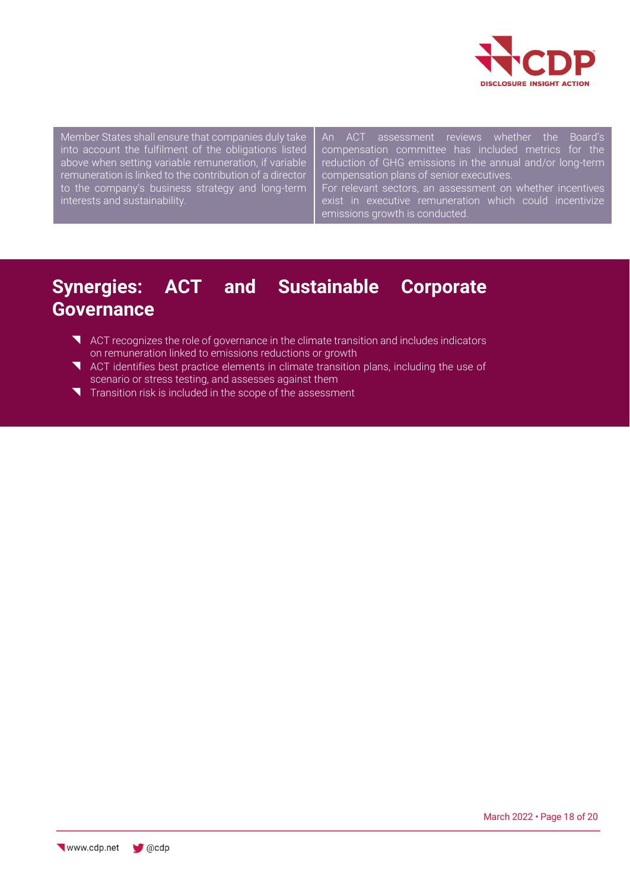| Member States shall ensure that companies duly take into account the fulfilment of the obligations listed above when setting variable remuneration, if variable remuneration is linked to the contribution of a director to the company's business strategy and long-term interests and sustainability. | An ACT assessment reviews whether the Board's compensation committee has included metrics for the reduction of GHG emissions in the annual and/or long-term compensation plans of senior executives. For relevant sectors, an assessment on whether incentives exist in executive remuneration which could incentivize emissions growth is conducted. |
|---|---|

## Synergies: ACT and Sustainable Corporate Governance

- ACT recognizes the role of governance in the climate transition and includes indicators on remuneration linked to emissions reductions or growth
- ACT identifies best practice elements in climate transition plans, including the use of scenario or stress testing, and assesses against them
- Transition risk is included in the scope of the assessment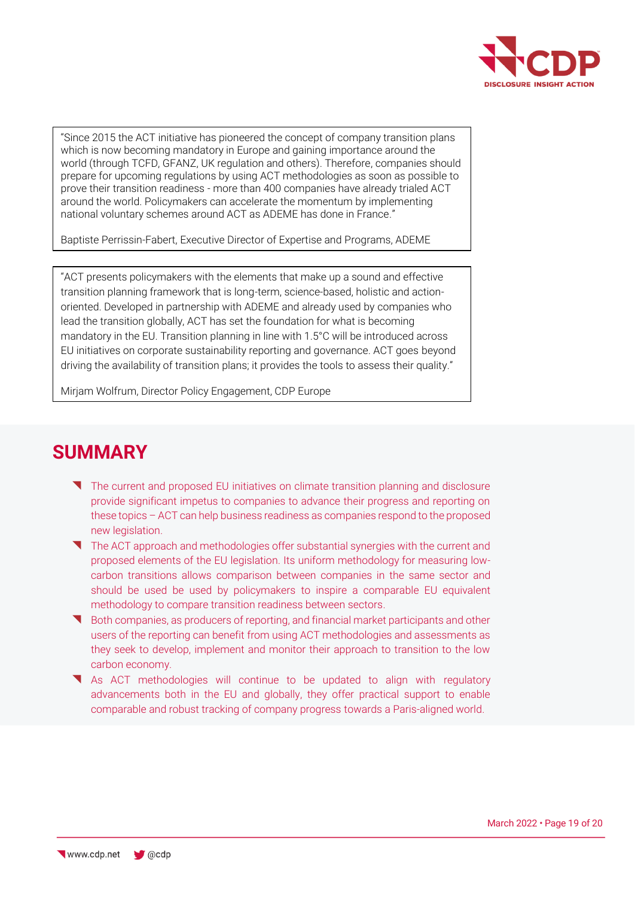"Since 2015 the ACT initiative has pioneered the concept of company transition plans which is now becoming mandatory in Europe and gaining importance around the world (through TCFD, GFANZ, UK regulation and others). Therefore, companies should prepare for upcoming regulations by using ACT methodologies as soon as possible to prove their transition readiness - more than 400 companies have already trialed ACT around the world. Policymakers can accelerate the momentum by implementing national voluntary schemes around ACT as ADEME has done in France."

Baptiste Perrissin-Fabert, Executive Director of Expertise and Programs, ADEME

"ACT presents policymakers with the elements that make up a sound and effective transition planning framework that is long-term, science-based, holistic and action-oriented. Developed in partnership with ADEME and already used by companies who lead the transition globally, ACT has set the foundation for what is becoming mandatory in the EU. Transition planning in line with 1.5°C will be introduced across EU initiatives on corporate sustainability reporting and governance. ACT goes beyond driving the availability of transition plans; it provides the tools to assess their quality."

Mirjam Wolfrum, Director Policy Engagement, CDP Europe

## SUMMARY

- The current and proposed EU initiatives on climate transition planning and disclosure provide significant impetus to companies to advance their progress and reporting on these topics – ACT can help business readiness as companies respond to the proposed new legislation.
- The ACT approach and methodologies offer substantial synergies with the current and proposed elements of the EU legislation. Its uniform methodology for measuring low-carbon transitions allows comparison between companies in the same sector and should be used be used by policymakers to inspire a comparable EU equivalent methodology to compare transition readiness between sectors.
- Both companies, as producers of reporting, and financial market participants and other users of the reporting can benefit from using ACT methodologies and assessments as they seek to develop, implement and monitor their approach to transition to the low carbon economy.
- As ACT methodologies will continue to be updated to align with regulatory advancements both in the EU and globally, they offer practical support to enable comparable and robust tracking of company progress towards a Paris-aligned world.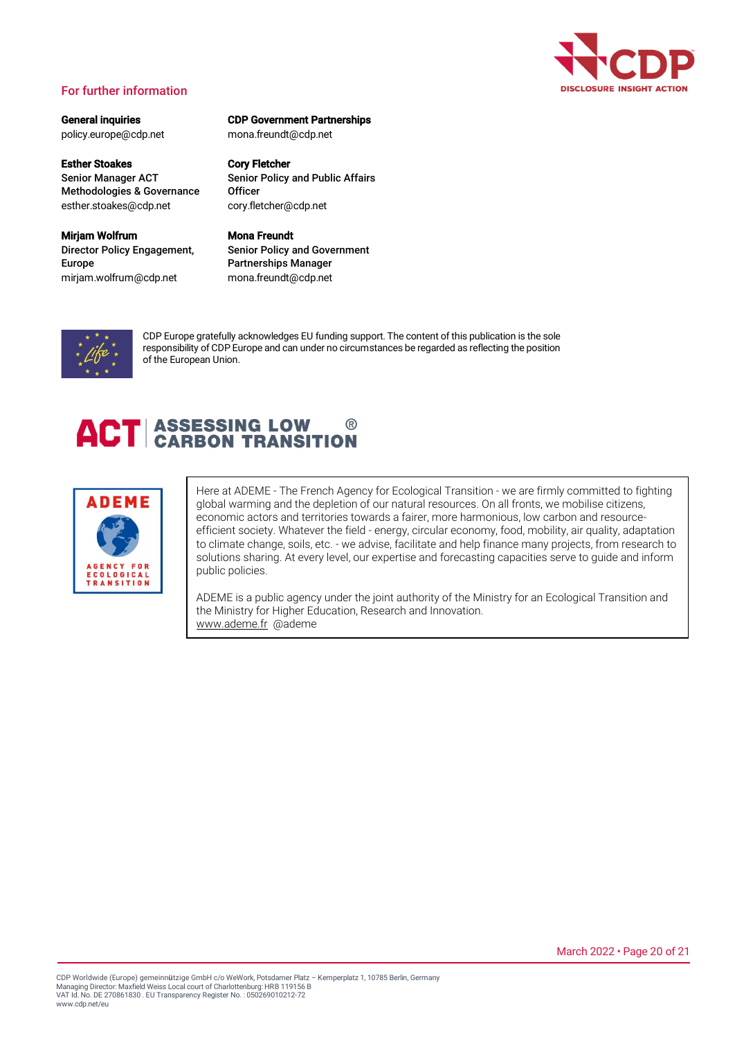## For further information

**General inquiries**
policy.europe@cdp.net

**CDP Government Partnerships**
mona.freundt@cdp.net

**Esther Stoakes**
Senior Manager ACT Methodologies & Governance
esther.stoakes@cdp.net

**Cory Fletcher**
Senior Policy and Public Affairs Officer
cory.fletcher@cdp.net

**Mirjam Wolfrum**
Director Policy Engagement, Europe
mirjam.wolfrum@cdp.net

**Mona Freundt**
Senior Policy and Government Partnerships Manager
mona.freundt@cdp.net

CDP Europe gratefully acknowledges EU funding support. The content of this publication is the sole responsibility of CDP Europe and can under no circumstances be regarded as reflecting the position of the European Union.

**ACT | ASSESSING LOW CARBON TRANSITION®**

Here at ADEME - The French Agency for Ecological Transition - we are firmly committed to fighting global warming and the depletion of our natural resources. On all fronts, we mobilise citizens, economic actors and territories towards a fairer, more harmonious, low carbon and resource-efficient society. Whatever the field - energy, circular economy, food, mobility, air quality, adaptation to climate change, soils, etc. - we advise, facilitate and help finance many projects, from research to solutions sharing. At every level, our expertise and forecasting capacities serve to guide and inform public policies.

ADEME is a public agency under the joint authority of the Ministry for an Ecological Transition and the Ministry for Higher Education, Research and Innovation.
www.ademe.fr @ademe

CDP Worldwide (Europe) gemeinnützige GmbH c/o WeWork, Potsdamer Platz – Kemperplatz 1, 10785 Berlin, Germany
Managing Director: Maxfield Weiss Local court of Charlottenburg: HRB 119156 B
VAT Id. No. DE 270861830 . EU Transparency Register No. : 050269010212-72
www.cdp.net/eu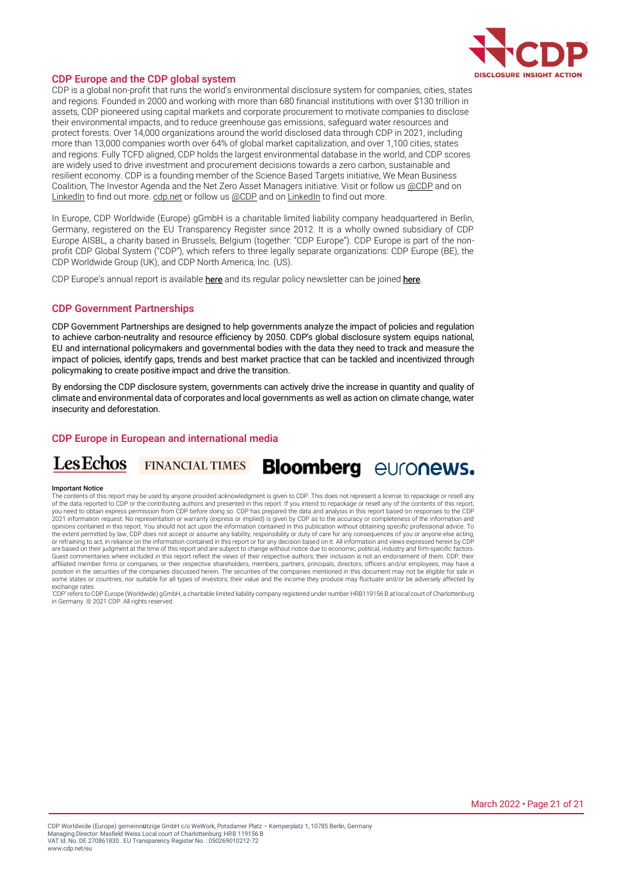## CDP Europe and the CDP global system

CDP is a global non-profit that runs the world's environmental disclosure system for companies, cities, states and regions. Founded in 2000 and working with more than 680 financial institutions with over $130 trillion in assets, CDP pioneered using capital markets and corporate procurement to motivate companies to disclose their environmental impacts, and to reduce greenhouse gas emissions, safeguard water resources and protect forests. Over 14,000 organizations around the world disclosed data through CDP in 2021, including more than 13,000 companies worth over 64% of global market capitalization, and over 1,100 cities, states and regions. Fully TCFD aligned, CDP holds the largest environmental database in the world, and CDP scores are widely used to drive investment and procurement decisions towards a zero carbon, sustainable and resilient economy. CDP is a founding member of the Science Based Targets initiative, We Mean Business Coalition, The Investor Agenda and the Net Zero Asset Managers initiative. Visit or follow us @CDP and on LinkedIn to find out more. cdp.net or follow us @CDP and on LinkedIn to find out more.

In Europe, CDP Worldwide (Europe) gGmbH is a charitable limited liability company headquartered in Berlin, Germany, registered on the EU Transparency Register since 2012. It is a wholly owned subsidiary of CDP Europe AISBL, a charity based in Brussels, Belgium (together: "CDP Europe"). CDP Europe is part of the non-profit CDP Global System ("CDP"), which refers to three legally separate organizations: CDP Europe (BE), the CDP Worldwide Group (UK), and CDP North America, Inc. (US).

CDP Europe's annual report is available here and its regular policy newsletter can be joined here.

## CDP Government Partnerships

CDP Government Partnerships are designed to help governments analyze the impact of policies and regulation to achieve carbon-neutrality and resource efficiency by 2050. CDP's global disclosure system equips national, EU and international policymakers and governmental bodies with the data they need to track and measure the impact of policies, identify gaps, trends and best market practice that can be tackled and incentivized through policymaking to create positive impact and drive the transition.

By endorsing the CDP disclosure system, governments can actively drive the increase in quantity and quality of climate and environmental data of corporates and local governments as well as action on climate change, water insecurity and deforestation.

## CDP Europe in European and international media

Les Echos FINANCIAL TIMES Bloomberg euronews.

**Important Notice**

The contents of this report may be used by anyone provided acknowledgment is given to CDP. This does not represent a license to repackage or resell any of the data reported to CDP or the contributing authors and presented in this report. If you intend to repackage or resell any of the contents of this report, you need to obtain express permission from CDP before doing so. CDP has prepared the data and analysis in this report based on responses to the CDP 2021 information request. No representation or warranty (express or implied) is given by CDP as to the accuracy or completeness of the information and opinions contained in this report. You should not act upon the information contained in this publication without obtaining specific professional advice. To the extent permitted by law, CDP does not accept or assume any liability, responsibility or duty of care for any consequences of you or anyone else acting, or refraining to act, in reliance on the information contained in this report or for any decision based on it. All information and views expressed herein by CDP are based on their judgment at the time of this report and are subject to change without notice due to economic, political, industry and firm-specific factors. Guest commentaries where included in this report reflect the views of their respective authors; their inclusion is not an endorsement of them. CDP, their affiliated member firms or companies, or their respective shareholders, members, partners, principals, directors, officers and/or employees, may have a position in the securities of the companies discussed herein. The securities of the companies mentioned in this document may not be eligible for sale in some states or countries, nor suitable for all types of investors; their value and the income they produce may fluctuate and/or be adversely affected by exchange rates.

'CDP' refers to CDP Europe (Worldwide) gGmbH, a charitable limited liability company registered under number HRB119156 B at local court of Charlottenburg in Germany. © 2021 CDP. All rights reserved.

CDP Worldwide (Europe) gemeinnützige GmbH c/o WeWork, Potsdamer Platz – Kemperplatz 1, 10785 Berlin, Germany
Managing Director: Maxfield Weiss Local court of Charlottenburg: HRB 119156 B
VAT Id. No. DE 270861830 . EU Transparency Register No. : 050269010212-72
www.cdp.net/eu